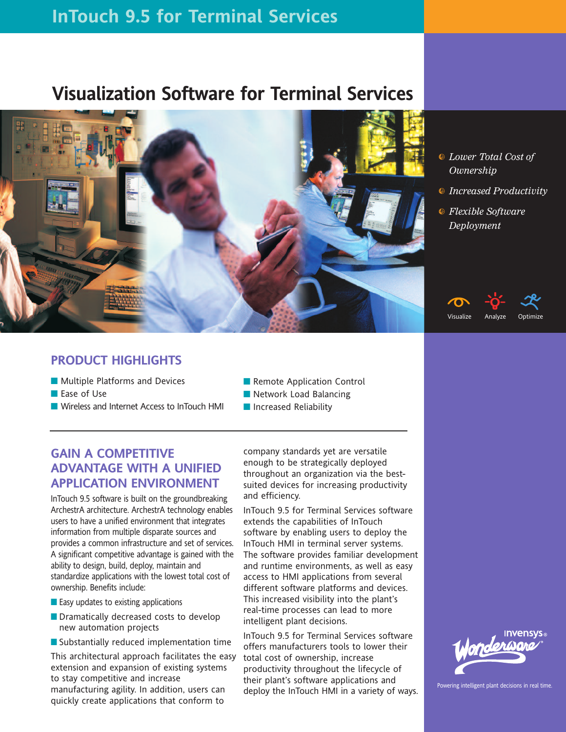# InTouch 9.5 for Terminal Services

## Visualization Software for Terminal Services

- *Lower Total Cost of Ownership*
- *Increased Productivity*
- *Flexible Software Deployment*

Visualize Analyze Optimize

### PRODUCT HIGHLIGHTS

- Multiple Platforms and Devices
- Ease of Use
- Wireless and Internet Access to InTouch HMI
- Remote Application Control
- Network Load Balancing
- Increased Reliability

### GAIN A COMPETITIVE ADVANTAGE WITH A UNIFIED APPLICATION ENVIRONMENT

InTouch 9.5 software is built on the groundbreaking ArchestrA architecture. ArchestrA technology enables users to have a unified environment that integrates information from multiple disparate sources and provides a common infrastructure and set of services. A significant competitive advantage is gained with the ability to design, build, deploy, maintain and standardize applications with the lowest total cost of ownership. Benefits include:

- Easy updates to existing applications
- Dramatically decreased costs to develop new automation projects
- Substantially reduced implementation time

This architectural approach facilitates the easy extension and expansion of existing systems to stay competitive and increase manufacturing agility. In addition, users can quickly create applications that conform to company standards yet are versatile enough to be strategically deployed throughout an organization via the best-suited devices for increasing productivity and efficiency.

InTouch 9.5 for Terminal Services software extends the capabilities of InTouch software by enabling users to deploy the InTouch HMI in terminal server systems. The software provides familiar development and runtime environments, as well as easy access to HMI applications from several different software platforms and devices. This increased visibility into the plant's real-time processes can lead to more intelligent plant decisions.

InTouch 9.5 for Terminal Services software offers manufacturers tools to lower their total cost of ownership, increase productivity throughout the lifecycle of their plant's software applications and deploy the InTouch HMI in a variety of ways.

Invensys® Wonderware®

Powering intelligent plant decisions in real time.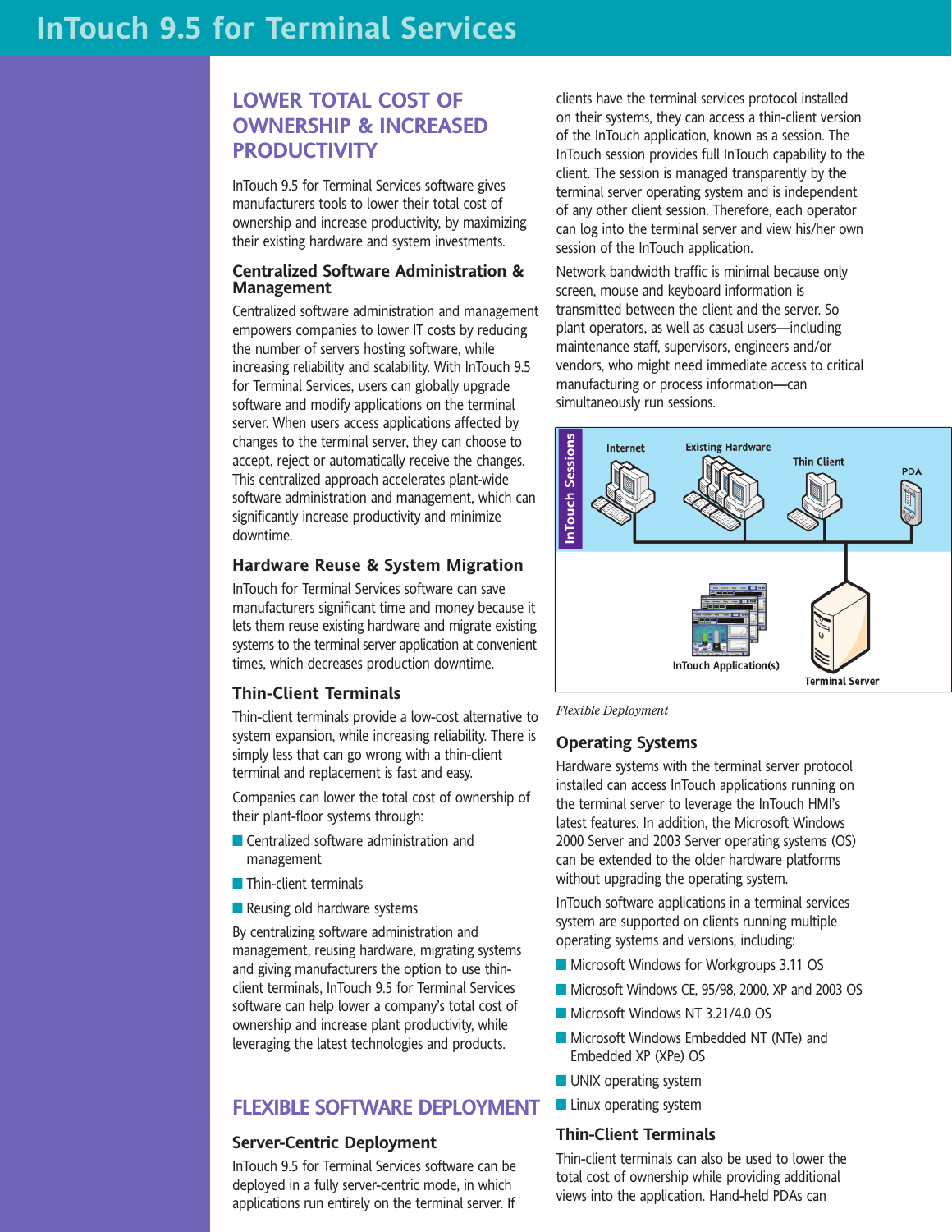# InTouch 9.5 for Terminal Services

## LOWER TOTAL COST OF OWNERSHIP & INCREASED PRODUCTIVITY

InTouch 9.5 for Terminal Services software gives manufacturers tools to lower their total cost of ownership and increase productivity, by maximizing their existing hardware and system investments.

### Centralized Software Administration & Management

Centralized software administration and management empowers companies to lower IT costs by reducing the number of servers hosting software, while increasing reliability and scalability. With InTouch 9.5 for Terminal Services, users can globally upgrade software and modify applications on the terminal server. When users access applications affected by changes to the terminal server, they can choose to accept, reject or automatically receive the changes. This centralized approach accelerates plant-wide software administration and management, which can significantly increase productivity and minimize downtime.

### Hardware Reuse & System Migration

InTouch for Terminal Services software can save manufacturers significant time and money because it lets them reuse existing hardware and migrate existing systems to the terminal server application at convenient times, which decreases production downtime.

### Thin-Client Terminals

Thin-client terminals provide a low-cost alternative to system expansion, while increasing reliability. There is simply less that can go wrong with a thin-client terminal and replacement is fast and easy.

Companies can lower the total cost of ownership of their plant-floor systems through:

- Centralized software administration and management
- Thin-client terminals
- Reusing old hardware systems

By centralizing software administration and management, reusing hardware, migrating systems and giving manufacturers the option to use thin-client terminals, InTouch 9.5 for Terminal Services software can help lower a company's total cost of ownership and increase plant productivity, while leveraging the latest technologies and products.

## FLEXIBLE SOFTWARE DEPLOYMENT

### Server-Centric Deployment

InTouch 9.5 for Terminal Services software can be deployed in a fully server-centric mode, in which applications run entirely on the terminal server. If clients have the terminal services protocol installed on their systems, they can access a thin-client version of the InTouch application, known as a session. The InTouch session provides full InTouch capability to the client. The session is managed transparently by the terminal server operating system and is independent of any other client session. Therefore, each operator can log into the terminal server and view his/her own session of the InTouch application.

Network bandwidth traffic is minimal because only screen, mouse and keyboard information is transmitted between the client and the server. So plant operators, as well as casual users—including maintenance staff, supervisors, engineers and/or vendors, who might need immediate access to critical manufacturing or process information—can simultaneously run sessions.

*Flexible Deployment*

### Operating Systems

Hardware systems with the terminal server protocol installed can access InTouch applications running on the terminal server to leverage the InTouch HMI's latest features. In addition, the Microsoft Windows 2000 Server and 2003 Server operating systems (OS) can be extended to the older hardware platforms without upgrading the operating system.

InTouch software applications in a terminal services system are supported on clients running multiple operating systems and versions, including:

- Microsoft Windows for Workgroups 3.11 OS
- Microsoft Windows CE, 95/98, 2000, XP and 2003 OS
- Microsoft Windows NT 3.21/4.0 OS
- Microsoft Windows Embedded NT (NTe) and Embedded XP (XPe) OS
- UNIX operating system
- Linux operating system

### Thin-Client Terminals

Thin-client terminals can also be used to lower the total cost of ownership while providing additional views into the application. Hand-held PDAs can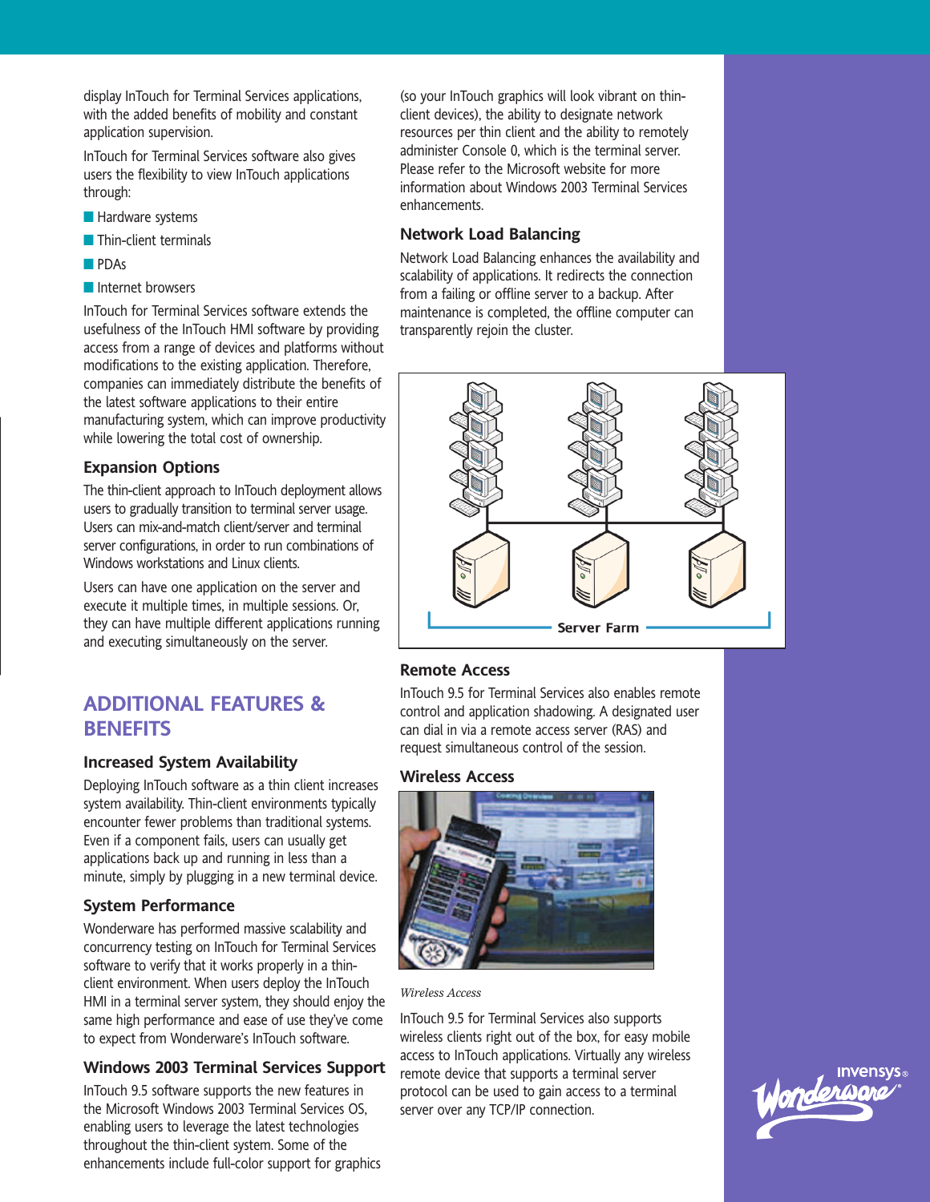display InTouch for Terminal Services applications, with the added benefits of mobility and constant application supervision.

InTouch for Terminal Services software also gives users the flexibility to view InTouch applications through:

- Hardware systems
- Thin-client terminals
- PDAs
- Internet browsers

InTouch for Terminal Services software extends the usefulness of the InTouch HMI software by providing access from a range of devices and platforms without modifications to the existing application. Therefore, companies can immediately distribute the benefits of the latest software applications to their entire manufacturing system, which can improve productivity while lowering the total cost of ownership.

### Expansion Options

The thin-client approach to InTouch deployment allows users to gradually transition to terminal server usage. Users can mix-and-match client/server and terminal server configurations, in order to run combinations of Windows workstations and Linux clients.

Users can have one application on the server and execute it multiple times, in multiple sessions. Or, they can have multiple different applications running and executing simultaneously on the server.

## ADDITIONAL FEATURES & BENEFITS

### Increased System Availability

Deploying InTouch software as a thin client increases system availability. Thin-client environments typically encounter fewer problems than traditional systems. Even if a component fails, users can usually get applications back up and running in less than a minute, simply by plugging in a new terminal device.

### System Performance

Wonderware has performed massive scalability and concurrency testing on InTouch for Terminal Services software to verify that it works properly in a thin-client environment. When users deploy the InTouch HMI in a terminal server system, they should enjoy the same high performance and ease of use they've come to expect from Wonderware's InTouch software.

### Windows 2003 Terminal Services Support

InTouch 9.5 software supports the new features in the Microsoft Windows 2003 Terminal Services OS, enabling users to leverage the latest technologies throughout the thin-client system. Some of the enhancements include full-color support for graphics (so your InTouch graphics will look vibrant on thin-client devices), the ability to designate network resources per thin client and the ability to remotely administer Console 0, which is the terminal server. Please refer to the Microsoft website for more information about Windows 2003 Terminal Services enhancements.

### Network Load Balancing

Network Load Balancing enhances the availability and scalability of applications. It redirects the connection from a failing or offline server to a backup. After maintenance is completed, the offline computer can transparently rejoin the cluster.

Server Farm

### Remote Access

InTouch 9.5 for Terminal Services also enables remote control and application shadowing. A designated user can dial in via a remote access server (RAS) and request simultaneous control of the session.

### Wireless Access

*Wireless Access*

InTouch 9.5 for Terminal Services also supports wireless clients right out of the box, for easy mobile access to InTouch applications. Virtually any wireless remote device that supports a terminal server protocol can be used to gain access to a terminal server over any TCP/IP connection.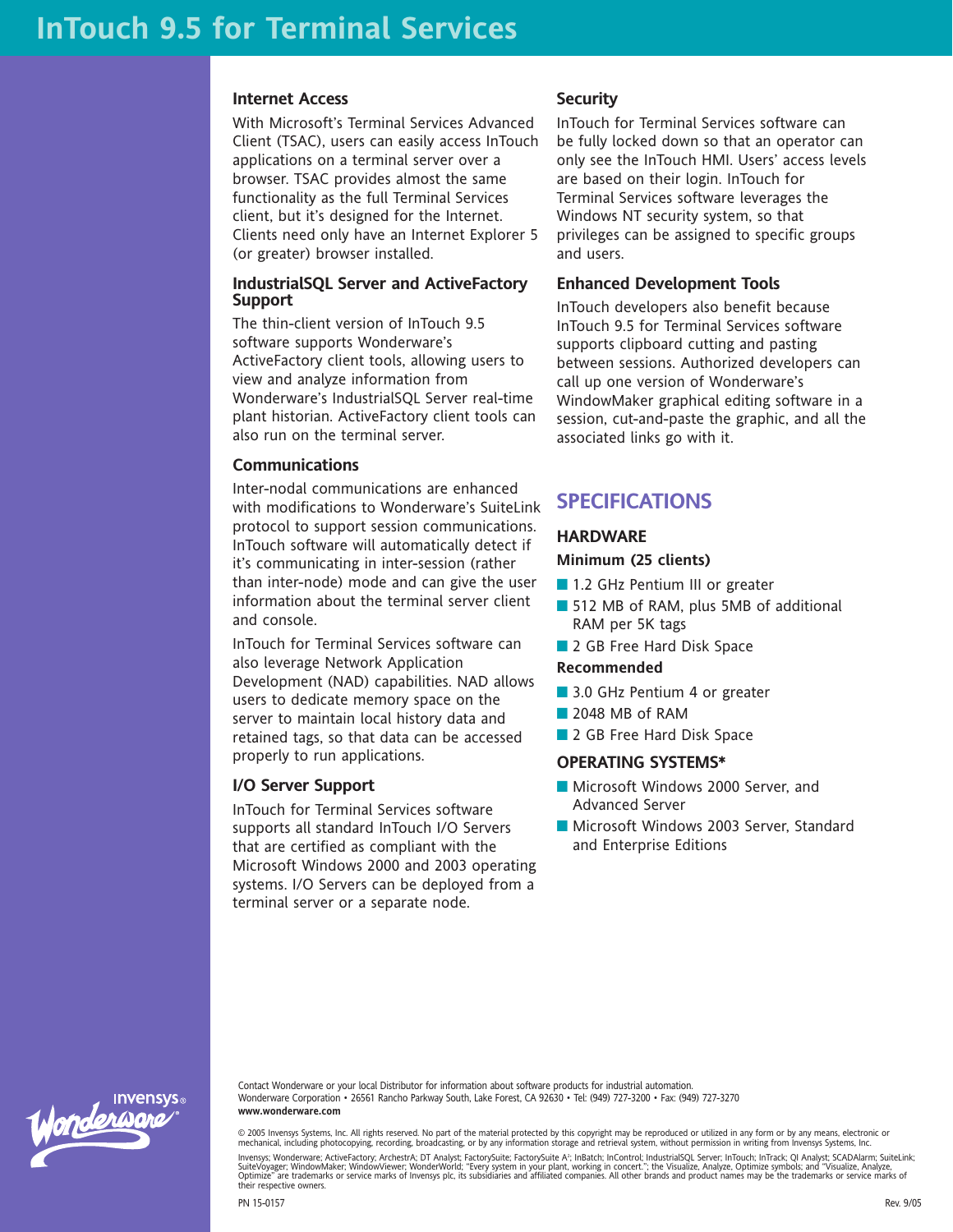# InTouch 9.5 for Terminal Services

### Internet Access

With Microsoft's Terminal Services Advanced Client (TSAC), users can easily access InTouch applications on a terminal server over a browser. TSAC provides almost the same functionality as the full Terminal Services client, but it's designed for the Internet. Clients need only have an Internet Explorer 5 (or greater) browser installed.

### IndustrialSQL Server and ActiveFactory Support

The thin-client version of InTouch 9.5 software supports Wonderware's ActiveFactory client tools, allowing users to view and analyze information from Wonderware's IndustrialSQL Server real-time plant historian. ActiveFactory client tools can also run on the terminal server.

### Communications

Inter-nodal communications are enhanced with modifications to Wonderware's SuiteLink protocol to support session communications. InTouch software will automatically detect if it's communicating in inter-session (rather than inter-node) mode and can give the user information about the terminal server client and console.

InTouch for Terminal Services software can also leverage Network Application Development (NAD) capabilities. NAD allows users to dedicate memory space on the server to maintain local history data and retained tags, so that data can be accessed properly to run applications.

### I/O Server Support

InTouch for Terminal Services software supports all standard InTouch I/O Servers that are certified as compliant with the Microsoft Windows 2000 and 2003 operating systems. I/O Servers can be deployed from a terminal server or a separate node.

### Security

InTouch for Terminal Services software can be fully locked down so that an operator can only see the InTouch HMI. Users' access levels are based on their login. InTouch for Terminal Services software leverages the Windows NT security system, so that privileges can be assigned to specific groups and users.

### Enhanced Development Tools

InTouch developers also benefit because InTouch 9.5 for Terminal Services software supports clipboard cutting and pasting between sessions. Authorized developers can call up one version of Wonderware's WindowMaker graphical editing software in a session, cut-and-paste the graphic, and all the associated links go with it.

## SPECIFICATIONS

### HARDWARE

**Minimum (25 clients)**

- 1.2 GHz Pentium III or greater
- 512 MB of RAM, plus 5MB of additional RAM per 5K tags
- 2 GB Free Hard Disk Space

**Recommended**

- 3.0 GHz Pentium 4 or greater
- 2048 MB of RAM
- 2 GB Free Hard Disk Space

### OPERATING SYSTEMS*

- Microsoft Windows 2000 Server, and Advanced Server
- Microsoft Windows 2003 Server, Standard and Enterprise Editions

Invensys® Wonderware®

Contact Wonderware or your local Distributor for information about software products for industrial automation.
Wonderware Corporation • 26561 Rancho Parkway South, Lake Forest, CA 92630 • Tel: (949) 727-3200 • Fax: (949) 727-3270
**www.wonderware.com**

© 2005 Invensys Systems, Inc. All rights reserved. No part of the material protected by this copyright may be reproduced or utilized in any form or by any means, electronic or mechanical, including photocopying, recording, broadcasting, or by any information storage and retrieval system, without permission in writing from Invensys Systems, Inc.

Invensys; Wonderware; ActiveFactory; ArchestrA; DT Analyst; FactorySuite; FactorySuite A²; InBatch; InControl; IndustrialSQL Server; InTouch; InTrack; QI Analyst; SCADAlarm; SuiteLink; SuiteVoyager; WindowMaker; WindowViewer; WonderWorld; "Every system in your plant, working in concert."; the Visualize, Analyze, Optimize symbols; and "Visualize, Analyze, Optimize" are trademarks or service marks of Invensys plc, its subsidiaries and affiliated companies. All other brands and product names may be the trademarks or service marks of their respective owners.

PN 15-0157

Rev. 9/05